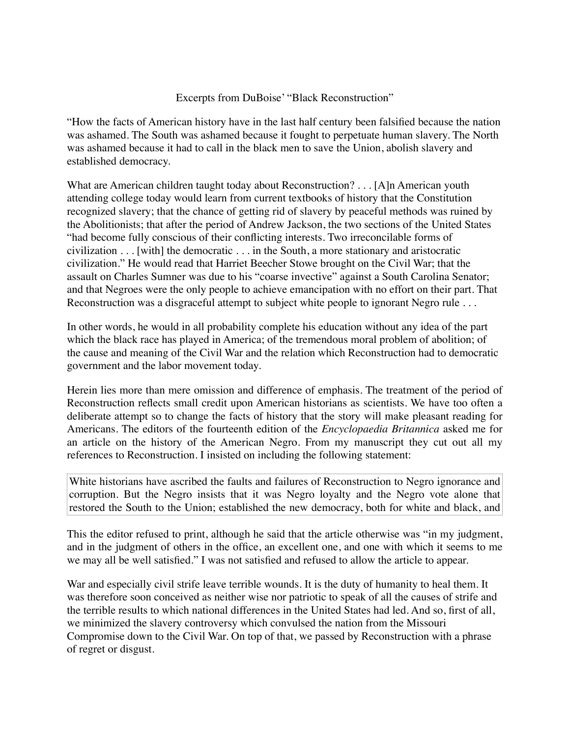Excerpts from DuBoise' "Black Reconstruction"

"How the facts of American history have in the last half century been falsified because the nation was ashamed. The South was ashamed because it fought to perpetuate human slavery. The North was ashamed because it had to call in the black men to save the Union, abolish slavery and established democracy.

What are American children taught today about Reconstruction? . . . [A]n American youth attending college today would learn from current textbooks of history that the Constitution recognized slavery; that the chance of getting rid of slavery by peaceful methods was ruined by the Abolitionists; that after the period of Andrew Jackson, the two sections of the United States "had become fully conscious of their conflicting interests. Two irreconcilable forms of civilization . . . [with] the democratic . . . in the South, a more stationary and aristocratic civilization." He would read that Harriet Beecher Stowe brought on the Civil War; that the assault on Charles Sumner was due to his "coarse invective" against a South Carolina Senator; and that Negroes were the only people to achieve emancipation with no effort on their part. That Reconstruction was a disgraceful attempt to subject white people to ignorant Negro rule . . .

In other words, he would in all probability complete his education without any idea of the part which the black race has played in America; of the tremendous moral problem of abolition; of the cause and meaning of the Civil War and the relation which Reconstruction had to democratic government and the labor movement today.

Herein lies more than mere omission and difference of emphasis. The treatment of the period of Reconstruction reflects small credit upon American historians as scientists. We have too often a deliberate attempt so to change the facts of history that the story will make pleasant reading for Americans. The editors of the fourteenth edition of the *Encyclopaedia Britannica* asked me for an article on the history of the American Negro. From my manuscript they cut out all my references to Reconstruction. I insisted on including the following statement:

> White historians have ascribed the faults and failures of Reconstruction to Negro ignorance and corruption. But the Negro insists that it was Negro loyalty and the Negro vote alone that restored the South to the Union; established the new democracy, both for white and black, and

This the editor refused to print, although he said that the article otherwise was "in my judgment, and in the judgment of others in the office, an excellent one, and one with which it seems to me we may all be well satisfied." I was not satisfied and refused to allow the article to appear.

War and especially civil strife leave terrible wounds. It is the duty of humanity to heal them. It was therefore soon conceived as neither wise nor patriotic to speak of all the causes of strife and the terrible results to which national differences in the United States had led. And so, first of all, we minimized the slavery controversy which convulsed the nation from the Missouri Compromise down to the Civil War. On top of that, we passed by Reconstruction with a phrase of regret or disgust.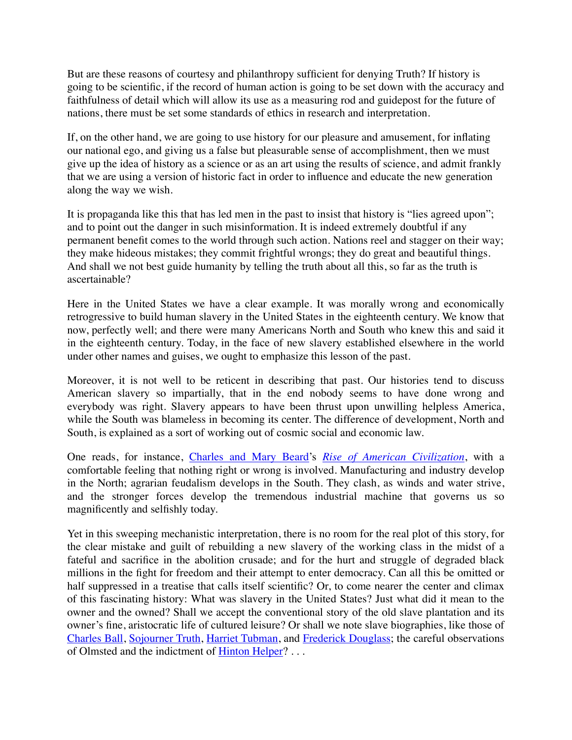But are these reasons of courtesy and philanthropy sufficient for denying Truth? If history is going to be scientific, if the record of human action is going to be set down with the accuracy and faithfulness of detail which will allow its use as a measuring rod and guidepost for the future of nations, there must be set some standards of ethics in research and interpretation.

If, on the other hand, we are going to use history for our pleasure and amusement, for inflating our national ego, and giving us a false but pleasurable sense of accomplishment, then we must give up the idea of history as a science or as an art using the results of science, and admit frankly that we are using a version of historic fact in order to influence and educate the new generation along the way we wish.

It is propaganda like this that has led men in the past to insist that history is "lies agreed upon"; and to point out the danger in such misinformation. It is indeed extremely doubtful if any permanent benefit comes to the world through such action. Nations reel and stagger on their way; they make hideous mistakes; they commit frightful wrongs; they do great and beautiful things. And shall we not best guide humanity by telling the truth about all this, so far as the truth is ascertainable?

Here in the United States we have a clear example. It was morally wrong and economically retrogressive to build human slavery in the United States in the eighteenth century. We know that now, perfectly well; and there were many Americans North and South who knew this and said it in the eighteenth century. Today, in the face of new slavery established elsewhere in the world under other names and guises, we ought to emphasize this lesson of the past.

Moreover, it is not well to be reticent in describing that past. Our histories tend to discuss American slavery so impartially, that in the end nobody seems to have done wrong and everybody was right. Slavery appears to have been thrust upon unwilling helpless America, while the South was blameless in becoming its center. The difference of development, North and South, is explained as a sort of working out of cosmic social and economic law.

One reads, for instance, Charles and Mary Beard's *Rise of American Civilization*, with a comfortable feeling that nothing right or wrong is involved. Manufacturing and industry develop in the North; agrarian feudalism develops in the South. They clash, as winds and water strive, and the stronger forces develop the tremendous industrial machine that governs us so magnificently and selfishly today.

Yet in this sweeping mechanistic interpretation, there is no room for the real plot of this story, for the clear mistake and guilt of rebuilding a new slavery of the working class in the midst of a fateful and sacrifice in the abolition crusade; and for the hurt and struggle of degraded black millions in the fight for freedom and their attempt to enter democracy. Can all this be omitted or half suppressed in a treatise that calls itself scientific? Or, to come nearer the center and climax of this fascinating history: What was slavery in the United States? Just what did it mean to the owner and the owned? Shall we accept the conventional story of the old slave plantation and its owner's fine, aristocratic life of cultured leisure? Or shall we note slave biographies, like those of Charles Ball, Sojourner Truth, Harriet Tubman, and Frederick Douglass; the careful observations of Olmsted and the indictment of Hinton Helper? . . .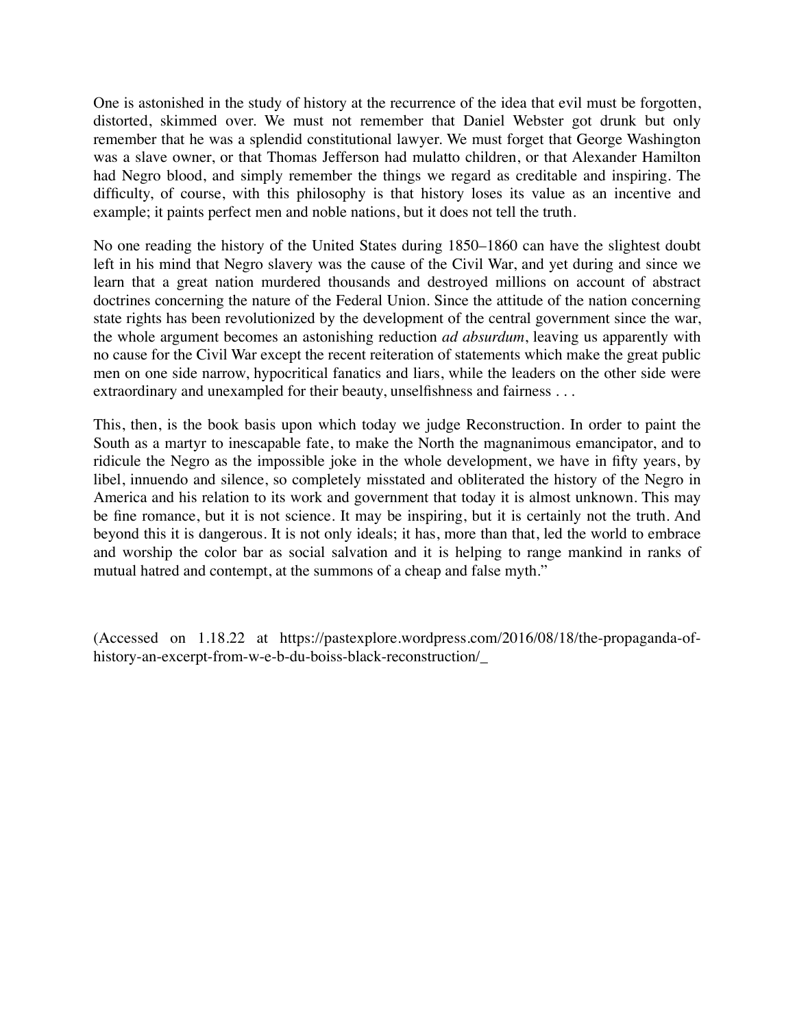One is astonished in the study of history at the recurrence of the idea that evil must be forgotten, distorted, skimmed over. We must not remember that Daniel Webster got drunk but only remember that he was a splendid constitutional lawyer. We must forget that George Washington was a slave owner, or that Thomas Jefferson had mulatto children, or that Alexander Hamilton had Negro blood, and simply remember the things we regard as creditable and inspiring. The difficulty, of course, with this philosophy is that history loses its value as an incentive and example; it paints perfect men and noble nations, but it does not tell the truth.

No one reading the history of the United States during 1850–1860 can have the slightest doubt left in his mind that Negro slavery was the cause of the Civil War, and yet during and since we learn that a great nation murdered thousands and destroyed millions on account of abstract doctrines concerning the nature of the Federal Union. Since the attitude of the nation concerning state rights has been revolutionized by the development of the central government since the war, the whole argument becomes an astonishing reduction *ad absurdum*, leaving us apparently with no cause for the Civil War except the recent reiteration of statements which make the great public men on one side narrow, hypocritical fanatics and liars, while the leaders on the other side were extraordinary and unexampled for their beauty, unselfishness and fairness . . .

This, then, is the book basis upon which today we judge Reconstruction. In order to paint the South as a martyr to inescapable fate, to make the North the magnanimous emancipator, and to ridicule the Negro as the impossible joke in the whole development, we have in fifty years, by libel, innuendo and silence, so completely misstated and obliterated the history of the Negro in America and his relation to its work and government that today it is almost unknown. This may be fine romance, but it is not science. It may be inspiring, but it is certainly not the truth. And beyond this it is dangerous. It is not only ideals; it has, more than that, led the world to embrace and worship the color bar as social salvation and it is helping to range mankind in ranks of mutual hatred and contempt, at the summons of a cheap and false myth."

(Accessed on 1.18.22 at https://pastexplore.wordpress.com/2016/08/18/the-propaganda-of-history-an-excerpt-from-w-e-b-du-boiss-black-reconstruction/_